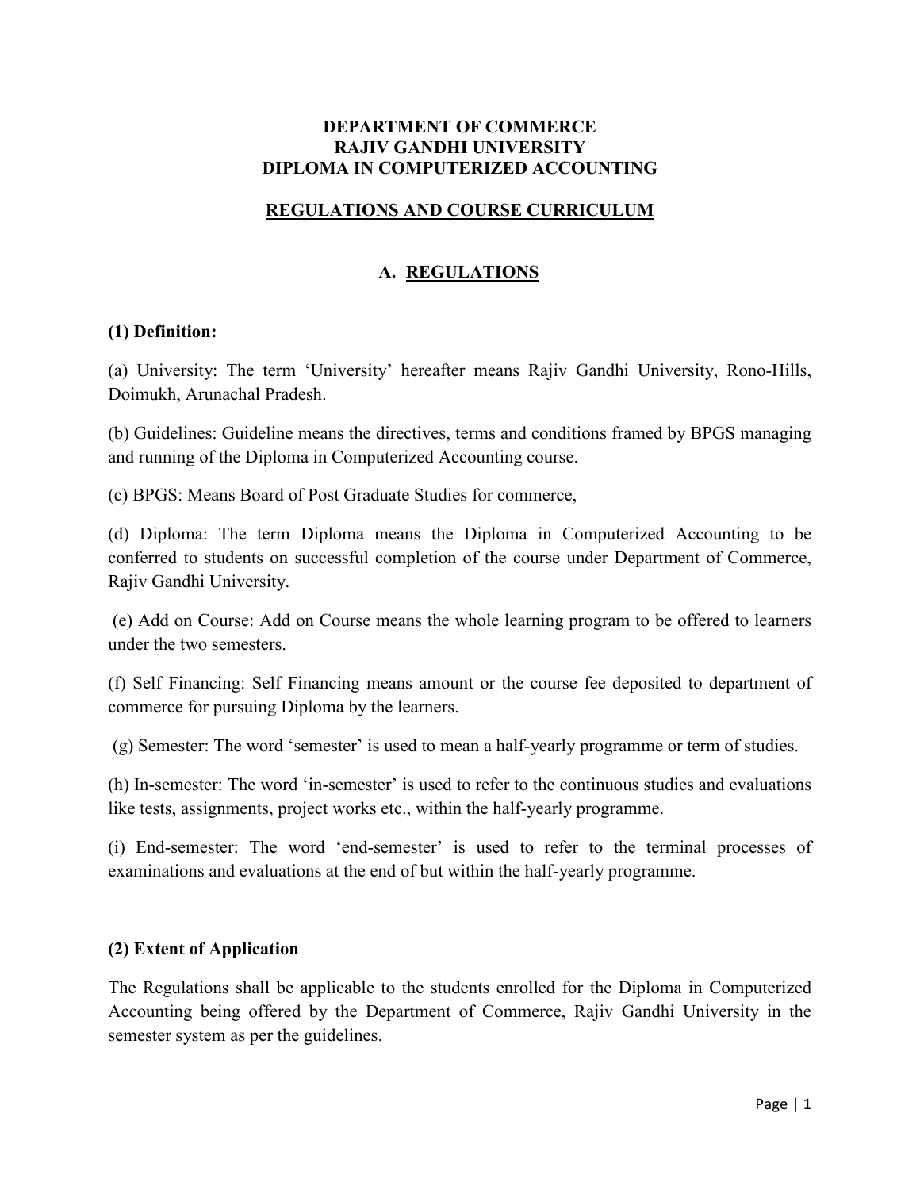# DEPARTMENT OF COMMERCE
# RAJIV GANDHI UNIVERSITY
# DIPLOMA IN COMPUTERIZED ACCOUNTING

## REGULATIONS AND COURSE CURRICULUM

## A. REGULATIONS

### (1) Definition:

(a) University: The term 'University' hereafter means Rajiv Gandhi University, Rono-Hills, Doimukh, Arunachal Pradesh.

(b) Guidelines: Guideline means the directives, terms and conditions framed by BPGS managing and running of the Diploma in Computerized Accounting course.

(c) BPGS: Means Board of Post Graduate Studies for commerce,

(d) Diploma: The term Diploma means the Diploma in Computerized Accounting to be conferred to students on successful completion of the course under Department of Commerce, Rajiv Gandhi University.

(e) Add on Course: Add on Course means the whole learning program to be offered to learners under the two semesters.

(f) Self Financing: Self Financing means amount or the course fee deposited to department of commerce for pursuing Diploma by the learners.

(g) Semester: The word 'semester' is used to mean a half-yearly programme or term of studies.

(h) In-semester: The word 'in-semester' is used to refer to the continuous studies and evaluations like tests, assignments, project works etc., within the half-yearly programme.

(i) End-semester: The word 'end-semester' is used to refer to the terminal processes of examinations and evaluations at the end of but within the half-yearly programme.

### (2) Extent of Application

The Regulations shall be applicable to the students enrolled for the Diploma in Computerized Accounting being offered by the Department of Commerce, Rajiv Gandhi University in the semester system as per the guidelines.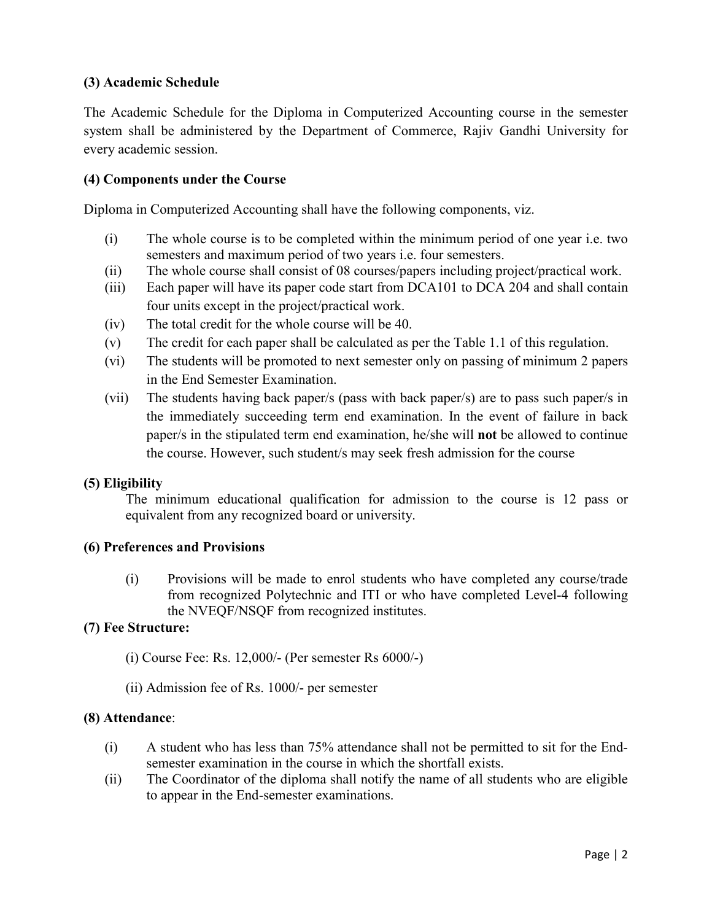**(3) Academic Schedule**

The Academic Schedule for the Diploma in Computerized Accounting course in the semester system shall be administered by the Department of Commerce, Rajiv Gandhi University for every academic session.

**(4) Components under the Course**

Diploma in Computerized Accounting shall have the following components, viz.

(i) The whole course is to be completed within the minimum period of one year i.e. two semesters and maximum period of two years i.e. four semesters.

(ii) The whole course shall consist of 08 courses/papers including project/practical work.

(iii) Each paper will have its paper code start from DCA101 to DCA 204 and shall contain four units except in the project/practical work.

(iv) The total credit for the whole course will be 40.

(v) The credit for each paper shall be calculated as per the Table 1.1 of this regulation.

(vi) The students will be promoted to next semester only on passing of minimum 2 papers in the End Semester Examination.

(vii) The students having back paper/s (pass with back paper/s) are to pass such paper/s in the immediately succeeding term end examination. In the event of failure in back paper/s in the stipulated term end examination, he/she will **not** be allowed to continue the course. However, such student/s may seek fresh admission for the course

**(5) Eligibility**

The minimum educational qualification for admission to the course is 12 pass or equivalent from any recognized board or university.

**(6) Preferences and Provisions**

(i) Provisions will be made to enrol students who have completed any course/trade from recognized Polytechnic and ITI or who have completed Level-4 following the NVEQF/NSQF from recognized institutes.

**(7) Fee Structure:**

(i) Course Fee: Rs. 12,000/- (Per semester Rs 6000/-)

(ii) Admission fee of Rs. 1000/- per semester

**(8) Attendance**:

(i) A student who has less than 75% attendance shall not be permitted to sit for the End-semester examination in the course in which the shortfall exists.

(ii) The Coordinator of the diploma shall notify the name of all students who are eligible to appear in the End-semester examinations.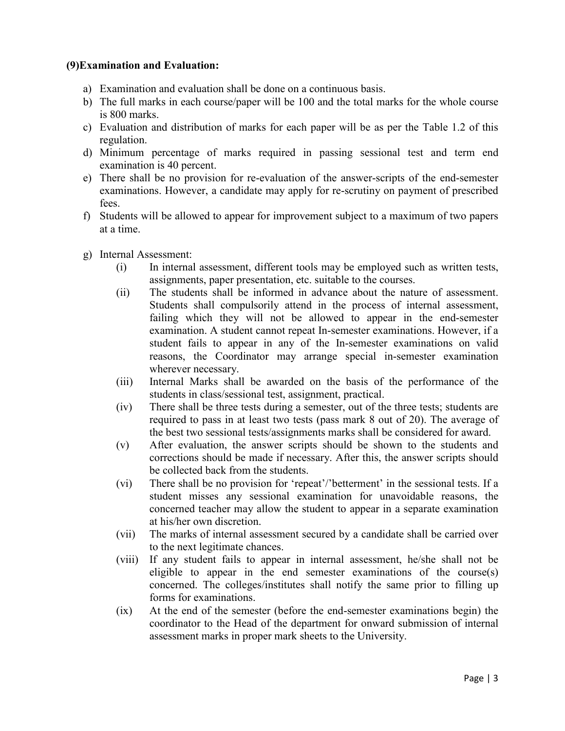**(9)Examination and Evaluation:**

a) Examination and evaluation shall be done on a continuous basis.
b) The full marks in each course/paper will be 100 and the total marks for the whole course is 800 marks.
c) Evaluation and distribution of marks for each paper will be as per the Table 1.2 of this regulation.
d) Minimum percentage of marks required in passing sessional test and term end examination is 40 percent.
e) There shall be no provision for re-evaluation of the answer-scripts of the end-semester examinations. However, a candidate may apply for re-scrutiny on payment of prescribed fees.
f) Students will be allowed to appear for improvement subject to a maximum of two papers at a time.

g) Internal Assessment:
   (i) In internal assessment, different tools may be employed such as written tests, assignments, paper presentation, etc. suitable to the courses.
   (ii) The students shall be informed in advance about the nature of assessment. Students shall compulsorily attend in the process of internal assessment, failing which they will not be allowed to appear in the end-semester examination. A student cannot repeat In-semester examinations. However, if a student fails to appear in any of the In-semester examinations on valid reasons, the Coordinator may arrange special in-semester examination wherever necessary.
   (iii) Internal Marks shall be awarded on the basis of the performance of the students in class/sessional test, assignment, practical.
   (iv) There shall be three tests during a semester, out of the three tests; students are required to pass in at least two tests (pass mark 8 out of 20). The average of the best two sessional tests/assignments marks shall be considered for award.
   (v) After evaluation, the answer scripts should be shown to the students and corrections should be made if necessary. After this, the answer scripts should be collected back from the students.
   (vi) There shall be no provision for 'repeat'/'betterment' in the sessional tests. If a student misses any sessional examination for unavoidable reasons, the concerned teacher may allow the student to appear in a separate examination at his/her own discretion.
   (vii) The marks of internal assessment secured by a candidate shall be carried over to the next legitimate chances.
   (viii) If any student fails to appear in internal assessment, he/she shall not be eligible to appear in the end semester examinations of the course(s) concerned. The colleges/institutes shall notify the same prior to filling up forms for examinations.
   (ix) At the end of the semester (before the end-semester examinations begin) the coordinator to the Head of the department for onward submission of internal assessment marks in proper mark sheets to the University.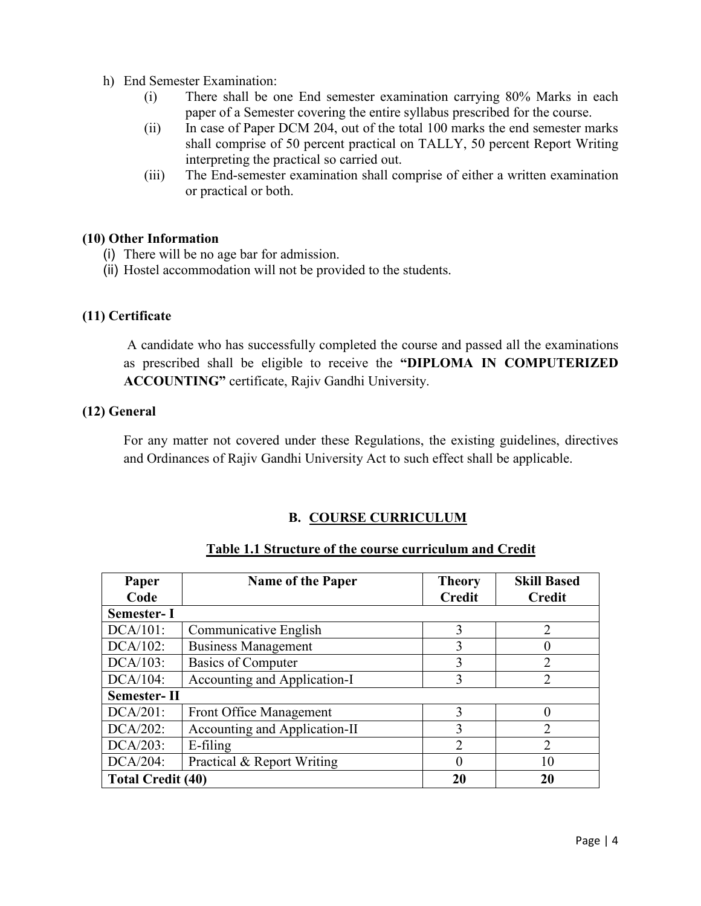h) End Semester Examination:
   - (i) There shall be one End semester examination carrying 80% Marks in each paper of a Semester covering the entire syllabus prescribed for the course.
   - (ii) In case of Paper DCM 204, out of the total 100 marks the end semester marks shall comprise of 50 percent practical on TALLY, 50 percent Report Writing interpreting the practical so carried out.
   - (iii) The End-semester examination shall comprise of either a written examination or practical or both.

**(10) Other Information**

(i) There will be no age bar for admission.
(ii) Hostel accommodation will not be provided to the students.

**(11) Certificate**

A candidate who has successfully completed the course and passed all the examinations as prescribed shall be eligible to receive the **"DIPLOMA IN COMPUTERIZED ACCOUNTING"** certificate, Rajiv Gandhi University.

**(12) General**

For any matter not covered under these Regulations, the existing guidelines, directives and Ordinances of Rajiv Gandhi University Act to such effect shall be applicable.

## B. COURSE CURRICULUM

**Table 1.1 Structure of the course curriculum and Credit**

| Paper Code | Name of the Paper | Theory Credit | Skill Based Credit |
|---|---|---|---|
| **Semester- I** | | | |
| DCA/101: | Communicative English | 3 | 2 |
| DCA/102: | Business Management | 3 | 0 |
| DCA/103: | Basics of Computer | 3 | 2 |
| DCA/104: | Accounting and Application-I | 3 | 2 |
| **Semester- II** | | | |
| DCA/201: | Front Office Management | 3 | 0 |
| DCA/202: | Accounting and Application-II | 3 | 2 |
| DCA/203: | E-filing | 2 | 2 |
| DCA/204: | Practical & Report Writing | 0 | 10 |
| **Total Credit (40)** | | **20** | **20** |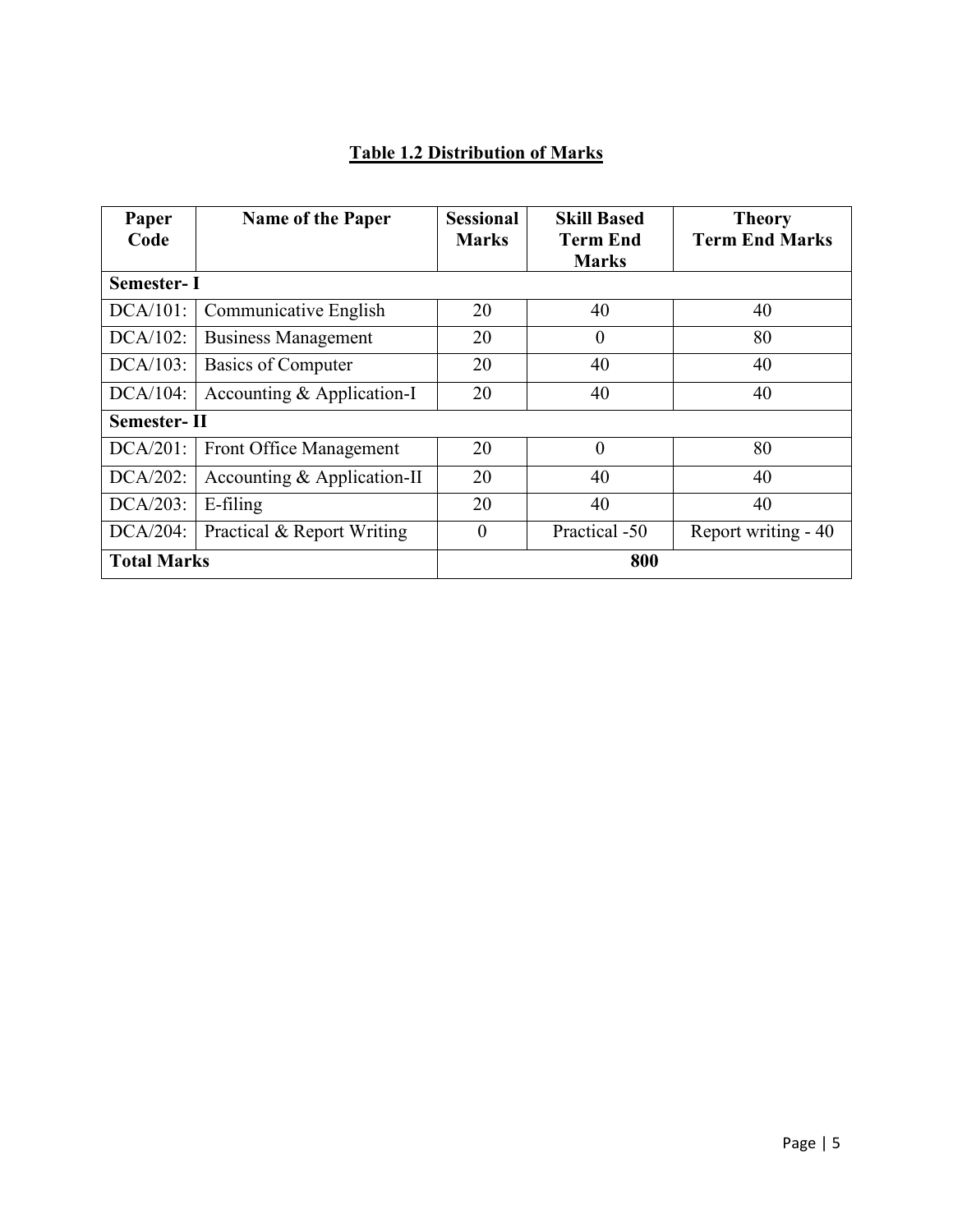**Table 1.2 Distribution of Marks**

| Paper Code | Name of the Paper | Sessional Marks | Skill Based Term End Marks | Theory Term End Marks |
|---|---|---|---|---|
| **Semester- I** | | | | |
| DCA/101: | Communicative English | 20 | 40 | 40 |
| DCA/102: | Business Management | 20 | 0 | 80 |
| DCA/103: | Basics of Computer | 20 | 40 | 40 |
| DCA/104: | Accounting & Application-I | 20 | 40 | 40 |
| **Semester- II** | | | | |
| DCA/201: | Front Office Management | 20 | 0 | 80 |
| DCA/202: | Accounting & Application-II | 20 | 40 | 40 |
| DCA/203: | E-filing | 20 | 40 | 40 |
| DCA/204: | Practical & Report Writing | 0 | Practical -50 | Report writing - 40 |
| **Total Marks** | | **800** | | |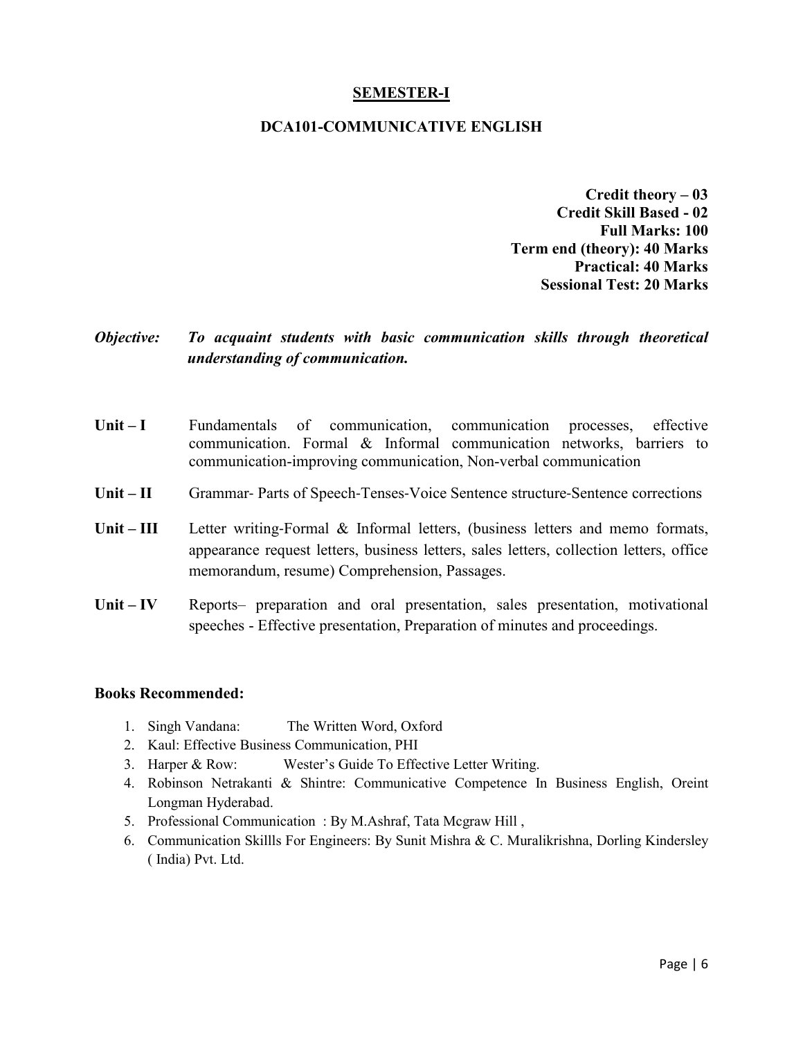## SEMESTER-I

### DCA101-COMMUNICATIVE ENGLISH

**Credit theory – 03**
**Credit Skill Based - 02**
**Full Marks: 100**
**Term end (theory): 40 Marks**
**Practical: 40 Marks**
**Sessional Test: 20 Marks**

***Objective:*** ***To acquaint students with basic communication skills through theoretical understanding of communication.***

**Unit – I** Fundamentals of communication, communication processes, effective communication. Formal & Informal communication networks, barriers to communication-improving communication, Non-verbal communication

**Unit – II** Grammar- Parts of Speech-Tenses-Voice Sentence structure-Sentence corrections

**Unit – III** Letter writing-Formal & Informal letters, (business letters and memo formats, appearance request letters, business letters, sales letters, collection letters, office memorandum, resume) Comprehension, Passages.

**Unit – IV** Reports– preparation and oral presentation, sales presentation, motivational speeches - Effective presentation, Preparation of minutes and proceedings.

**Books Recommended:**

1. Singh Vandana: The Written Word, Oxford
2. Kaul: Effective Business Communication, PHI
3. Harper & Row: Wester's Guide To Effective Letter Writing.
4. Robinson Netrakanti & Shintre: Communicative Competence In Business English, Oreint Longman Hyderabad.
5. Professional Communication : By M.Ashraf, Tata Mcgraw Hill ,
6. Communication Skillls For Engineers: By Sunit Mishra & C. Muralikrishna, Dorling Kindersley ( India) Pvt. Ltd.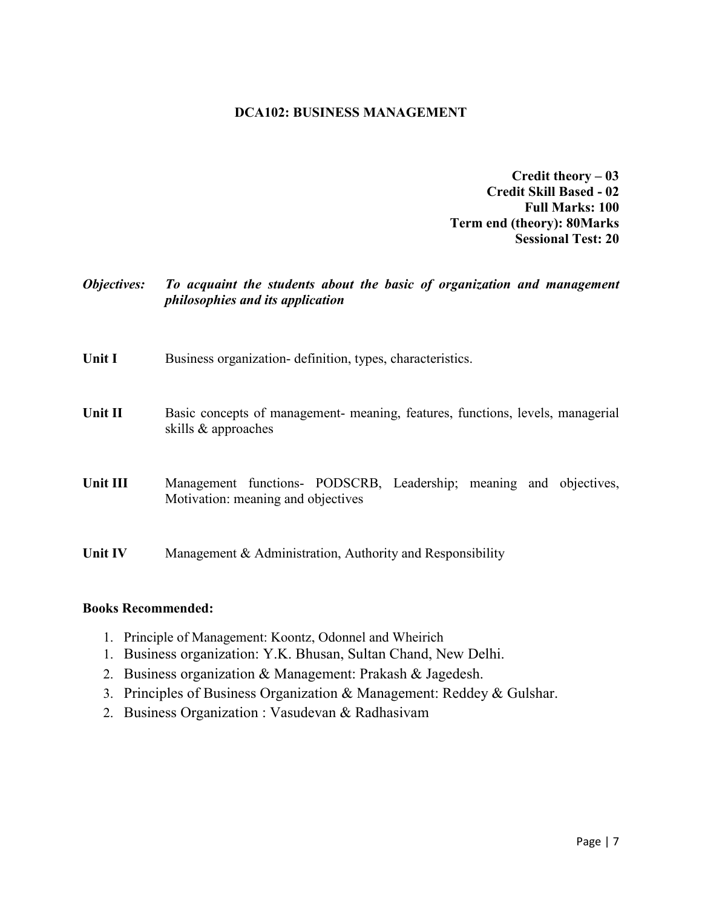## DCA102: BUSINESS MANAGEMENT

**Credit theory – 03**
**Credit Skill Based - 02**
**Full Marks: 100**
**Term end (theory): 80Marks**
**Sessional Test: 20**

***Objectives:*** ***To acquaint the students about the basic of organization and management philosophies and its application***

**Unit I** Business organization- definition, types, characteristics.

**Unit II** Basic concepts of management- meaning, features, functions, levels, managerial skills & approaches

**Unit III** Management functions- PODSCRB, Leadership; meaning and objectives, Motivation: meaning and objectives

**Unit IV** Management & Administration, Authority and Responsibility

**Books Recommended:**

1. Principle of Management: Koontz, Odonnel and Wheirich
1. Business organization: Y.K. Bhusan, Sultan Chand, New Delhi.
2. Business organization & Management: Prakash & Jagedesh.
3. Principles of Business Organization & Management: Reddey & Gulshar.
2. Business Organization : Vasudevan & Radhasivam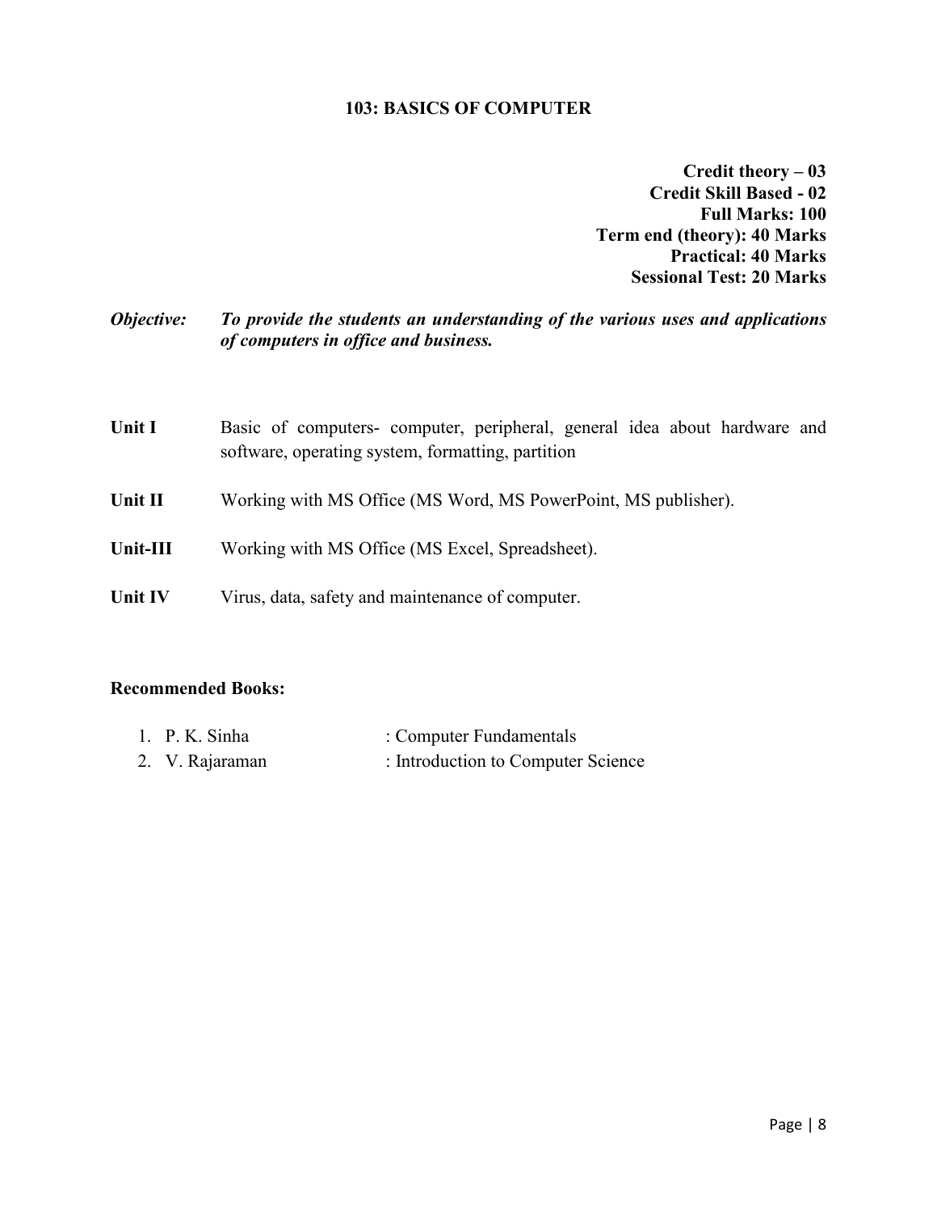## 103: BASICS OF COMPUTER

**Credit theory – 03**
**Credit Skill Based - 02**
**Full Marks: 100**
**Term end (theory): 40 Marks**
**Practical: 40 Marks**
**Sessional Test: 20 Marks**

***Objective:*** ***To provide the students an understanding of the various uses and applications of computers in office and business.***

**Unit I** Basic of computers- computer, peripheral, general idea about hardware and software, operating system, formatting, partition

**Unit II** Working with MS Office (MS Word, MS PowerPoint, MS publisher).

**Unit-III** Working with MS Office (MS Excel, Spreadsheet).

**Unit IV** Virus, data, safety and maintenance of computer.

**Recommended Books:**

1. P. K. Sinha : Computer Fundamentals
2. V. Rajaraman : Introduction to Computer Science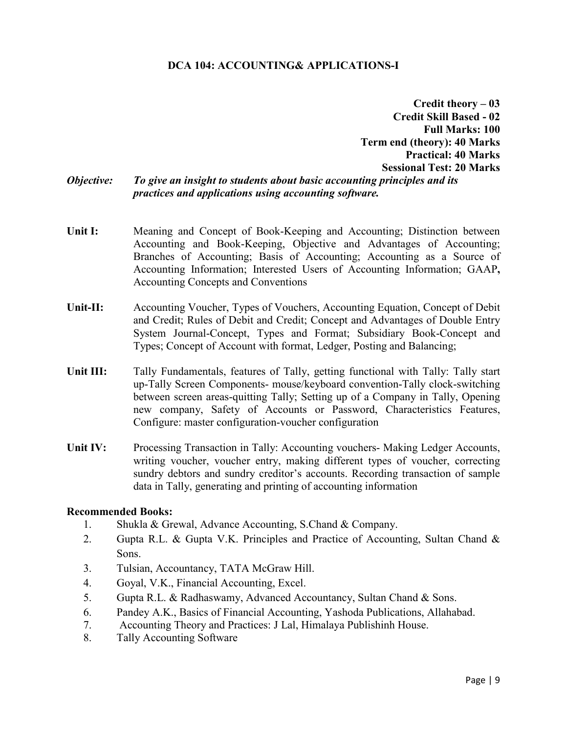## DCA 104: ACCOUNTING& APPLICATIONS-I

**Credit theory – 03**
**Credit Skill Based - 02**
**Full Marks: 100**
**Term end (theory): 40 Marks**
**Practical: 40 Marks**
**Sessional Test: 20 Marks**

***Objective:*** ***To give an insight to students about basic accounting principles and its practices and applications using accounting software.***

**Unit I:** Meaning and Concept of Book-Keeping and Accounting; Distinction between Accounting and Book-Keeping, Objective and Advantages of Accounting; Branches of Accounting; Basis of Accounting; Accounting as a Source of Accounting Information; Interested Users of Accounting Information; GAAP**,** Accounting Concepts and Conventions

**Unit-II:** Accounting Voucher, Types of Vouchers, Accounting Equation, Concept of Debit and Credit; Rules of Debit and Credit; Concept and Advantages of Double Entry System Journal-Concept, Types and Format; Subsidiary Book-Concept and Types; Concept of Account with format, Ledger, Posting and Balancing;

**Unit III:** Tally Fundamentals, features of Tally, getting functional with Tally: Tally start up-Tally Screen Components- mouse/keyboard convention-Tally clock-switching between screen areas-quitting Tally; Setting up of a Company in Tally, Opening new company, Safety of Accounts or Password, Characteristics Features, Configure: master configuration-voucher configuration

**Unit IV:** Processing Transaction in Tally: Accounting vouchers- Making Ledger Accounts, writing voucher, voucher entry, making different types of voucher, correcting sundry debtors and sundry creditor's accounts. Recording transaction of sample data in Tally, generating and printing of accounting information

**Recommended Books:**

1. Shukla & Grewal, Advance Accounting, S.Chand & Company.
2. Gupta R.L. & Gupta V.K. Principles and Practice of Accounting, Sultan Chand & Sons.
3. Tulsian, Accountancy, TATA McGraw Hill.
4. Goyal, V.K., Financial Accounting, Excel.
5. Gupta R.L. & Radhaswamy, Advanced Accountancy, Sultan Chand & Sons.
6. Pandey A.K., Basics of Financial Accounting, Yashoda Publications, Allahabad.
7. Accounting Theory and Practices: J Lal, Himalaya Publishinh House.
8. Tally Accounting Software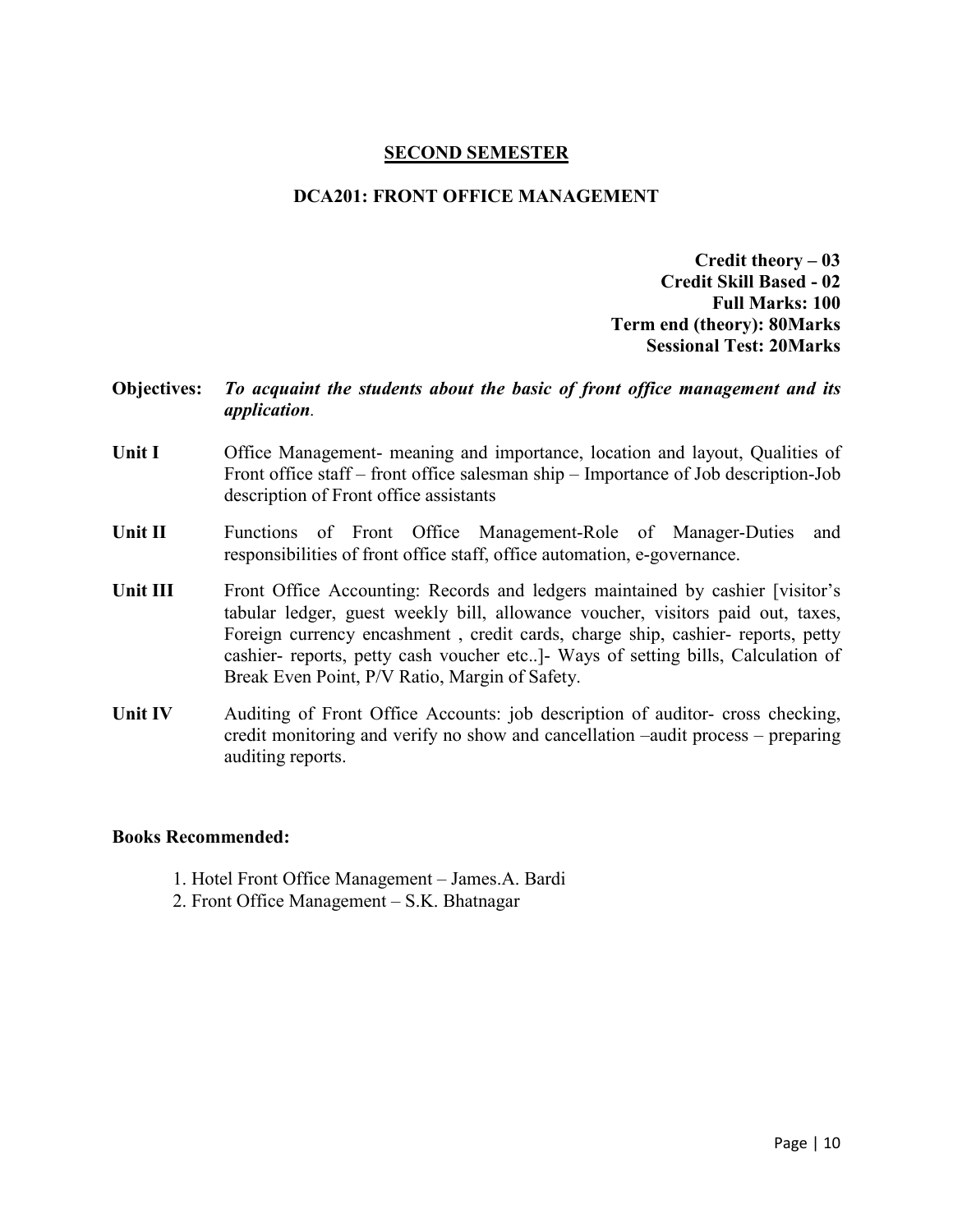## SECOND SEMESTER

### DCA201: FRONT OFFICE MANAGEMENT

**Credit theory – 03**
**Credit Skill Based - 02**
**Full Marks: 100**
**Term end (theory): 80Marks**
**Sessional Test: 20Marks**

**Objectives:** ***To acquaint the students about the basic of front office management and its application*.**

**Unit I** Office Management- meaning and importance, location and layout, Qualities of Front office staff – front office salesman ship – Importance of Job description-Job description of Front office assistants

**Unit II** Functions of Front Office Management-Role of Manager-Duties and responsibilities of front office staff, office automation, e-governance.

**Unit III** Front Office Accounting: Records and ledgers maintained by cashier [visitor's tabular ledger, guest weekly bill, allowance voucher, visitors paid out, taxes, Foreign currency encashment , credit cards, charge ship, cashier- reports, petty cashier- reports, petty cash voucher etc..]- Ways of setting bills, Calculation of Break Even Point, P/V Ratio, Margin of Safety.

**Unit IV** Auditing of Front Office Accounts: job description of auditor- cross checking, credit monitoring and verify no show and cancellation –audit process – preparing auditing reports.

**Books Recommended:**

1. Hotel Front Office Management – James.A. Bardi
2. Front Office Management – S.K. Bhatnagar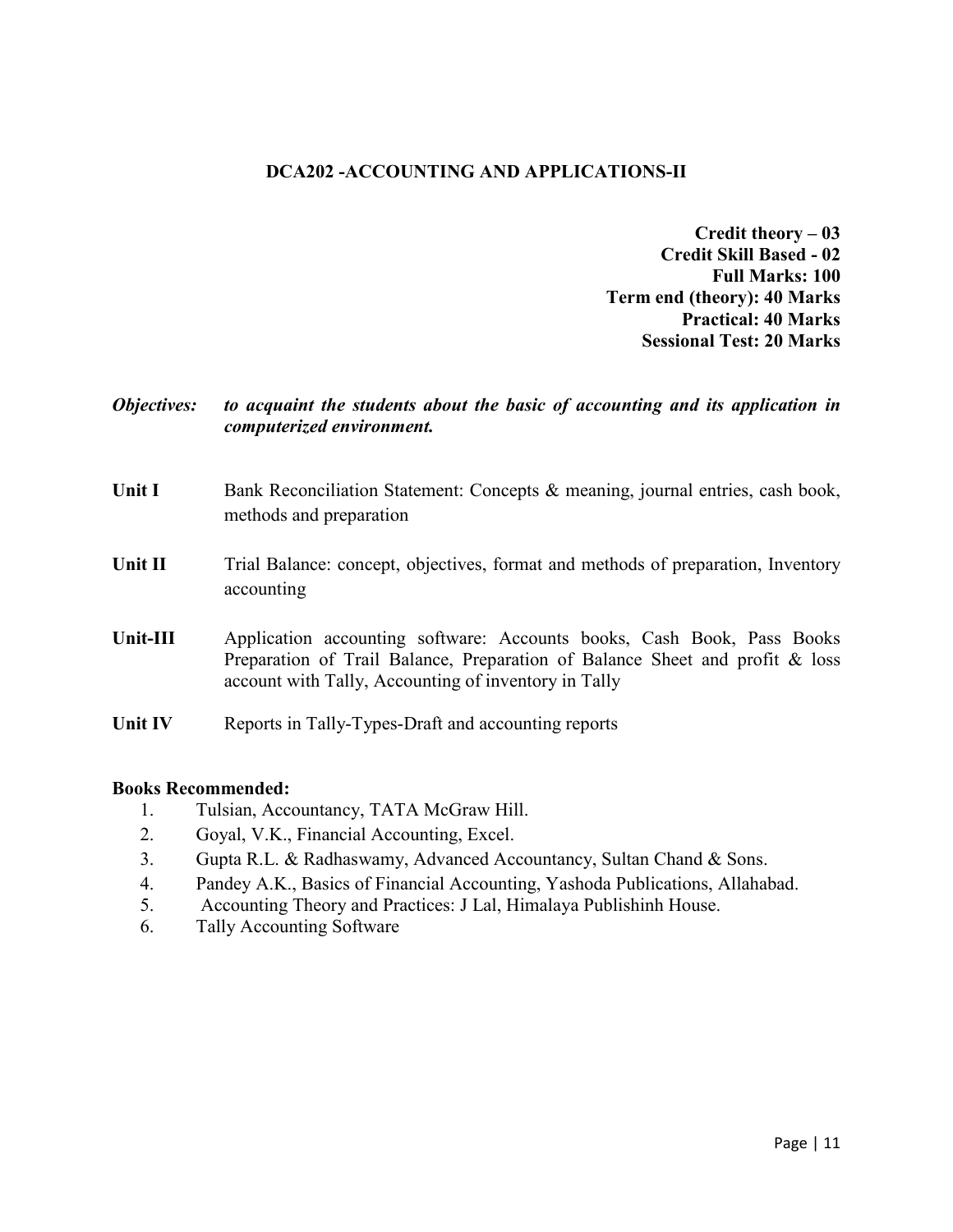## DCA202 -ACCOUNTING AND APPLICATIONS-II

**Credit theory – 03**
**Credit Skill Based - 02**
**Full Marks: 100**
**Term end (theory): 40 Marks**
**Practical: 40 Marks**
**Sessional Test: 20 Marks**

***Objectives:*** ***to acquaint the students about the basic of accounting and its application in computerized environment.***

**Unit I** Bank Reconciliation Statement: Concepts & meaning, journal entries, cash book, methods and preparation

**Unit II** Trial Balance: concept, objectives, format and methods of preparation, Inventory accounting

**Unit-III** Application accounting software: Accounts books, Cash Book, Pass Books Preparation of Trail Balance, Preparation of Balance Sheet and profit & loss account with Tally, Accounting of inventory in Tally

**Unit IV** Reports in Tally-Types-Draft and accounting reports

**Books Recommended:**

1. Tulsian, Accountancy, TATA McGraw Hill.
2. Goyal, V.K., Financial Accounting, Excel.
3. Gupta R.L. & Radhaswamy, Advanced Accountancy, Sultan Chand & Sons.
4. Pandey A.K., Basics of Financial Accounting, Yashoda Publications, Allahabad.
5. Accounting Theory and Practices: J Lal, Himalaya Publishinh House.
6. Tally Accounting Software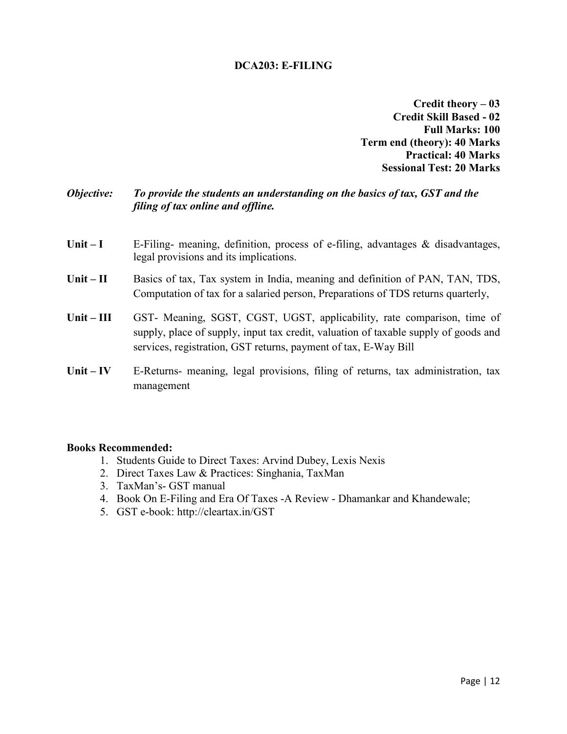## DCA203: E-FILING

**Credit theory – 03**
**Credit Skill Based - 02**
**Full Marks: 100**
**Term end (theory): 40 Marks**
**Practical: 40 Marks**
**Sessional Test: 20 Marks**

***Objective:*** ***To provide the students an understanding on the basics of tax, GST and the filing of tax online and offline.***

**Unit – I** E-Filing- meaning, definition, process of e-filing, advantages & disadvantages, legal provisions and its implications.

**Unit – II** Basics of tax, Tax system in India, meaning and definition of PAN, TAN, TDS, Computation of tax for a salaried person, Preparations of TDS returns quarterly,

**Unit – III** GST- Meaning, SGST, CGST, UGST, applicability, rate comparison, time of supply, place of supply, input tax credit, valuation of taxable supply of goods and services, registration, GST returns, payment of tax, E-Way Bill

**Unit – IV** E-Returns- meaning, legal provisions, filing of returns, tax administration, tax management

**Books Recommended:**

1. Students Guide to Direct Taxes: Arvind Dubey, Lexis Nexis
2. Direct Taxes Law & Practices: Singhania, TaxMan
3. TaxMan's- GST manual
4. Book On E-Filing and Era Of Taxes -A Review - Dhamankar and Khandewale;
5. GST e-book: http://cleartax.in/GST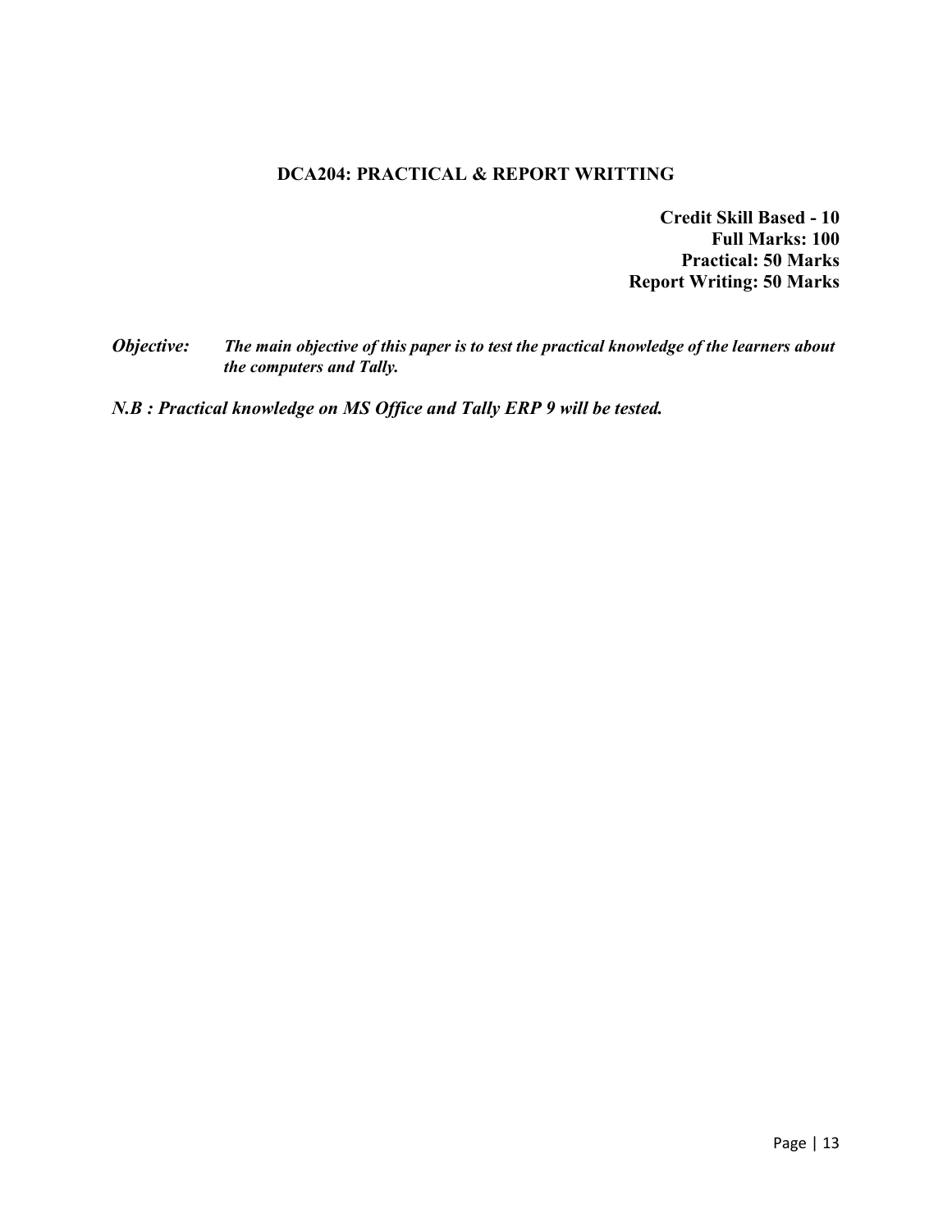## DCA204: PRACTICAL & REPORT WRITTING

**Credit Skill Based - 10**
**Full Marks: 100**
**Practical: 50 Marks**
**Report Writing: 50 Marks**

***Objective:*** ***The main objective of this paper is to test the practical knowledge of the learners about the computers and Tally.***

***N.B : Practical knowledge on MS Office and Tally ERP 9 will be tested.***